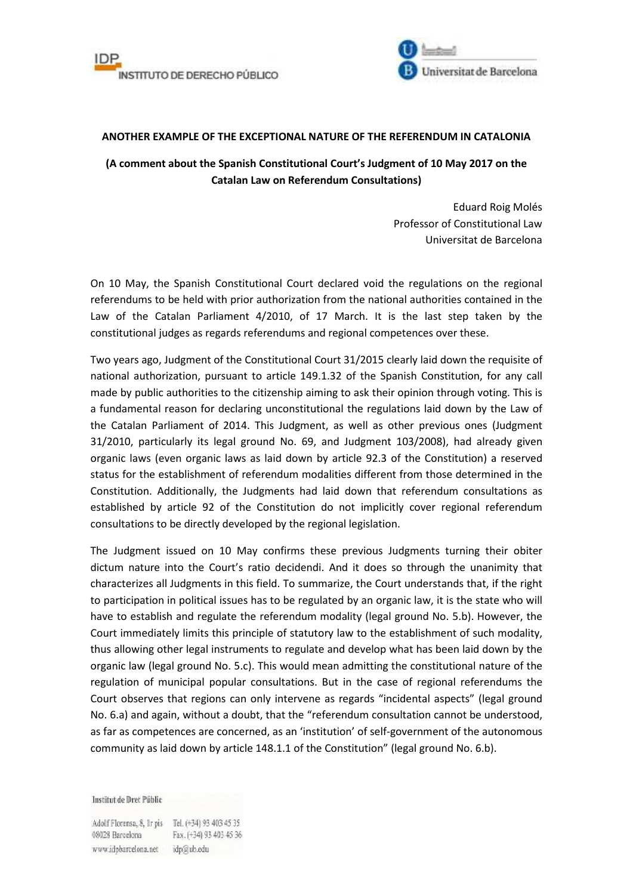**ANOTHER EXAMPLE OF THE EXCEPTIONAL NATURE OF THE REFERENDUM IN CATALONIA**

**(A comment about the Spanish Constitutional Court's Judgment of 10 May 2017 on the Catalan Law on Referendum Consultations)**

Eduard Roig Molés
Professor of Constitutional Law
Universitat de Barcelona

On 10 May, the Spanish Constitutional Court declared void the regulations on the regional referendums to be held with prior authorization from the national authorities contained in the Law of the Catalan Parliament 4/2010, of 17 March. It is the last step taken by the constitutional judges as regards referendums and regional competences over these.

Two years ago, Judgment of the Constitutional Court 31/2015 clearly laid down the requisite of national authorization, pursuant to article 149.1.32 of the Spanish Constitution, for any call made by public authorities to the citizenship aiming to ask their opinion through voting. This is a fundamental reason for declaring unconstitutional the regulations laid down by the Law of the Catalan Parliament of 2014. This Judgment, as well as other previous ones (Judgment 31/2010, particularly its legal ground No. 69, and Judgment 103/2008), had already given organic laws (even organic laws as laid down by article 92.3 of the Constitution) a reserved status for the establishment of referendum modalities different from those determined in the Constitution. Additionally, the Judgments had laid down that referendum consultations as established by article 92 of the Constitution do not implicitly cover regional referendum consultations to be directly developed by the regional legislation.

The Judgment issued on 10 May confirms these previous Judgments turning their obiter dictum nature into the Court's ratio decidendi. And it does so through the unanimity that characterizes all Judgments in this field. To summarize, the Court understands that, if the right to participation in political issues has to be regulated by an organic law, it is the state who will have to establish and regulate the referendum modality (legal ground No. 5.b). However, the Court immediately limits this principle of statutory law to the establishment of such modality, thus allowing other legal instruments to regulate and develop what has been laid down by the organic law (legal ground No. 5.c). This would mean admitting the constitutional nature of the regulation of municipal popular consultations. But in the case of regional referendums the Court observes that regions can only intervene as regards "incidental aspects" (legal ground No. 6.a) and again, without a doubt, that the "referendum consultation cannot be understood, as far as competences are concerned, as an 'institution' of self-government of the autonomous community as laid down by article 148.1.1 of the Constitution" (legal ground No. 6.b).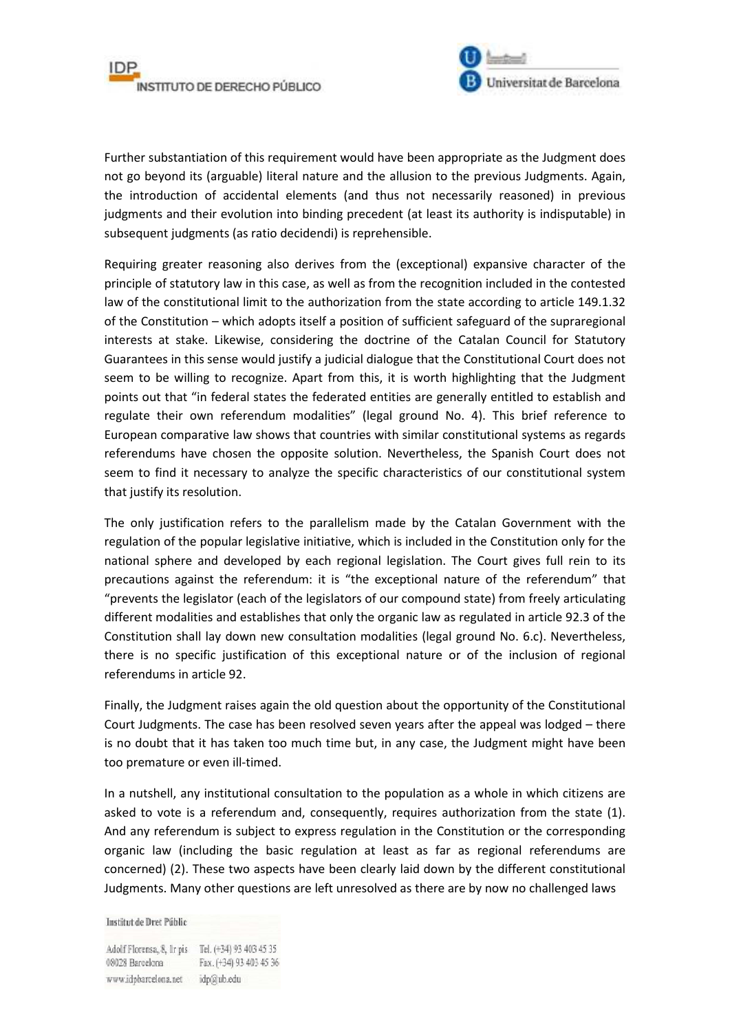Further substantiation of this requirement would have been appropriate as the Judgment does not go beyond its (arguable) literal nature and the allusion to the previous Judgments. Again, the introduction of accidental elements (and thus not necessarily reasoned) in previous judgments and their evolution into binding precedent (at least its authority is indisputable) in subsequent judgments (as ratio decidendi) is reprehensible.

Requiring greater reasoning also derives from the (exceptional) expansive character of the principle of statutory law in this case, as well as from the recognition included in the contested law of the constitutional limit to the authorization from the state according to article 149.1.32 of the Constitution – which adopts itself a position of sufficient safeguard of the supraregional interests at stake. Likewise, considering the doctrine of the Catalan Council for Statutory Guarantees in this sense would justify a judicial dialogue that the Constitutional Court does not seem to be willing to recognize. Apart from this, it is worth highlighting that the Judgment points out that "in federal states the federated entities are generally entitled to establish and regulate their own referendum modalities" (legal ground No. 4). This brief reference to European comparative law shows that countries with similar constitutional systems as regards referendums have chosen the opposite solution. Nevertheless, the Spanish Court does not seem to find it necessary to analyze the specific characteristics of our constitutional system that justify its resolution.

The only justification refers to the parallelism made by the Catalan Government with the regulation of the popular legislative initiative, which is included in the Constitution only for the national sphere and developed by each regional legislation. The Court gives full rein to its precautions against the referendum: it is "the exceptional nature of the referendum" that "prevents the legislator (each of the legislators of our compound state) from freely articulating different modalities and establishes that only the organic law as regulated in article 92.3 of the Constitution shall lay down new consultation modalities (legal ground No. 6.c). Nevertheless, there is no specific justification of this exceptional nature or of the inclusion of regional referendums in article 92.

Finally, the Judgment raises again the old question about the opportunity of the Constitutional Court Judgments. The case has been resolved seven years after the appeal was lodged – there is no doubt that it has taken too much time but, in any case, the Judgment might have been too premature or even ill-timed.

In a nutshell, any institutional consultation to the population as a whole in which citizens are asked to vote is a referendum and, consequently, requires authorization from the state (1). And any referendum is subject to express regulation in the Constitution or the corresponding organic law (including the basic regulation at least as far as regional referendums are concerned) (2). These two aspects have been clearly laid down by the different constitutional Judgments. Many other questions are left unresolved as there are by now no challenged laws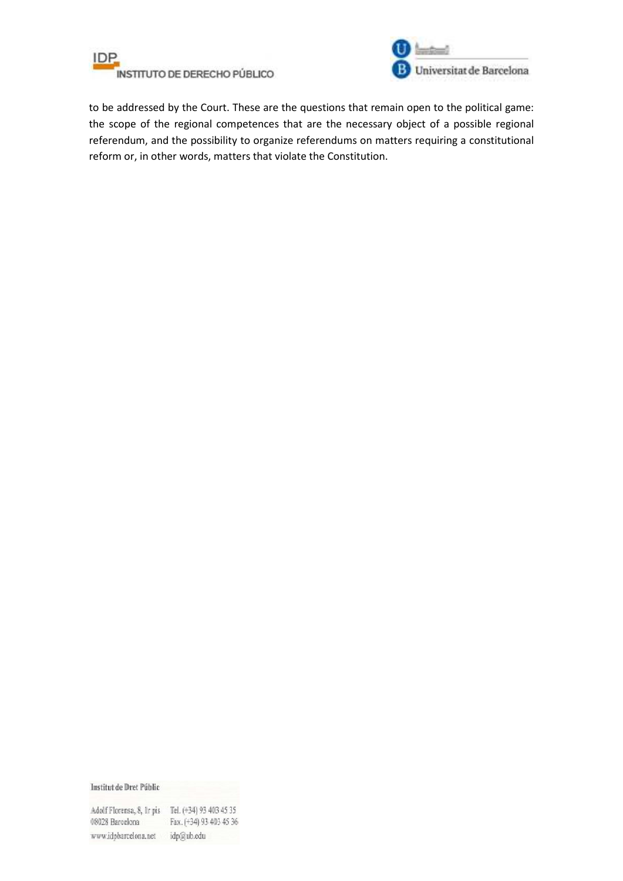to be addressed by the Court. These are the questions that remain open to the political game: the scope of the regional competences that are the necessary object of a possible regional referendum, and the possibility to organize referendums on matters requiring a constitutional reform or, in other words, matters that violate the Constitution.